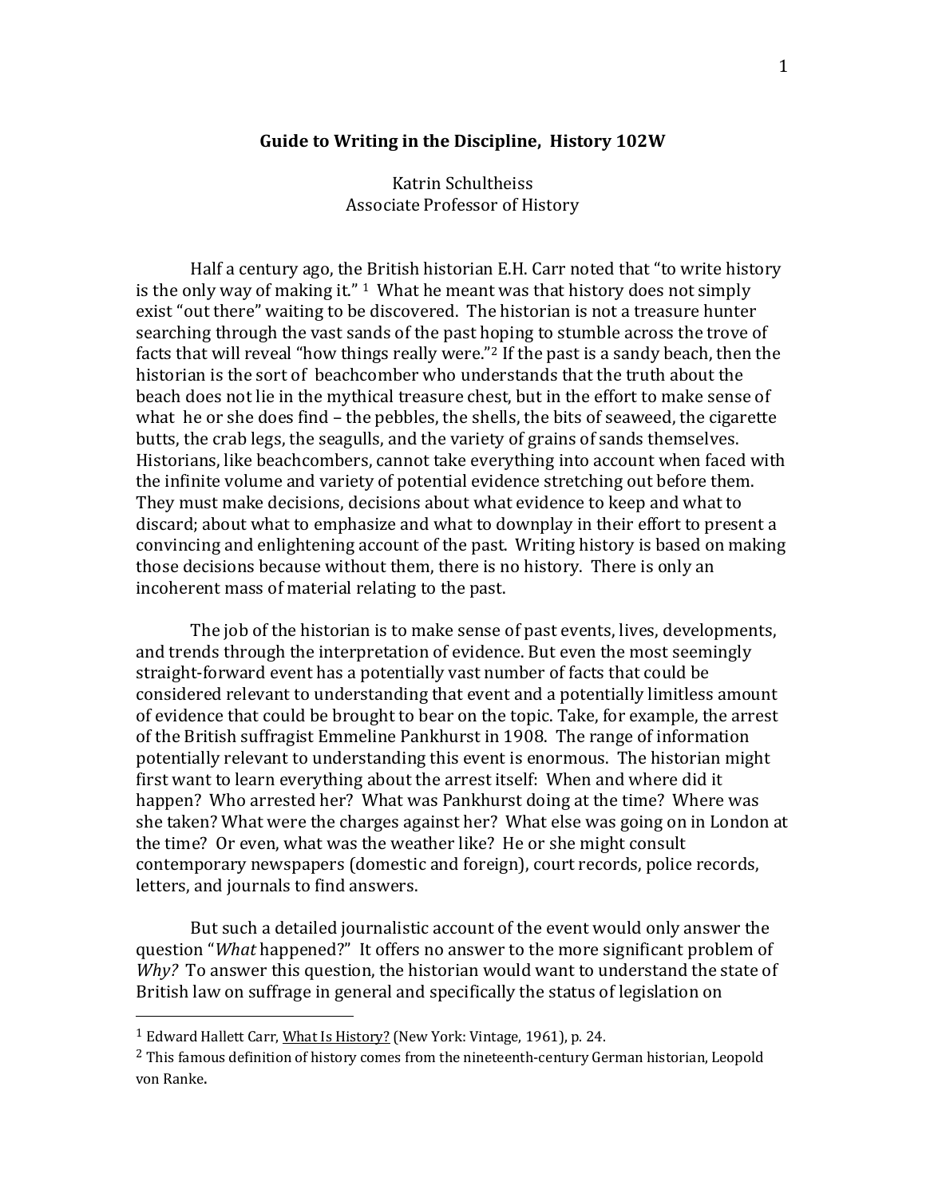**Guide to Writing in the Discipline, History 102W**

Katrin Schultheiss
Associate Professor of History

Half a century ago, the British historian E.H. Carr noted that "to write history is the only way of making it." [1] What he meant was that history does not simply exist "out there" waiting to be discovered. The historian is not a treasure hunter searching through the vast sands of the past hoping to stumble across the trove of facts that will reveal "how things really were."[2] If the past is a sandy beach, then the historian is the sort of beachcomber who understands that the truth about the beach does not lie in the mythical treasure chest, but in the effort to make sense of what he or she does find – the pebbles, the shells, the bits of seaweed, the cigarette butts, the crab legs, the seagulls, and the variety of grains of sands themselves. Historians, like beachcombers, cannot take everything into account when faced with the infinite volume and variety of potential evidence stretching out before them. They must make decisions, decisions about what evidence to keep and what to discard; about what to emphasize and what to downplay in their effort to present a convincing and enlightening account of the past. Writing history is based on making those decisions because without them, there is no history. There is only an incoherent mass of material relating to the past.

The job of the historian is to make sense of past events, lives, developments, and trends through the interpretation of evidence. But even the most seemingly straight-forward event has a potentially vast number of facts that could be considered relevant to understanding that event and a potentially limitless amount of evidence that could be brought to bear on the topic. Take, for example, the arrest of the British suffragist Emmeline Pankhurst in 1908. The range of information potentially relevant to understanding this event is enormous. The historian might first want to learn everything about the arrest itself: When and where did it happen? Who arrested her? What was Pankhurst doing at the time? Where was she taken? What were the charges against her? What else was going on in London at the time? Or even, what was the weather like? He or she might consult contemporary newspapers (domestic and foreign), court records, police records, letters, and journals to find answers.

But such a detailed journalistic account of the event would only answer the question "*What* happened?" It offers no answer to the more significant problem of *Why?* To answer this question, the historian would want to understand the state of British law on suffrage in general and specifically the status of legislation on

---

[1] Edward Hallett Carr, What Is History? (New York: Vintage, 1961), p. 24.

[2] This famous definition of history comes from the nineteenth-century German historian, Leopold von Ranke.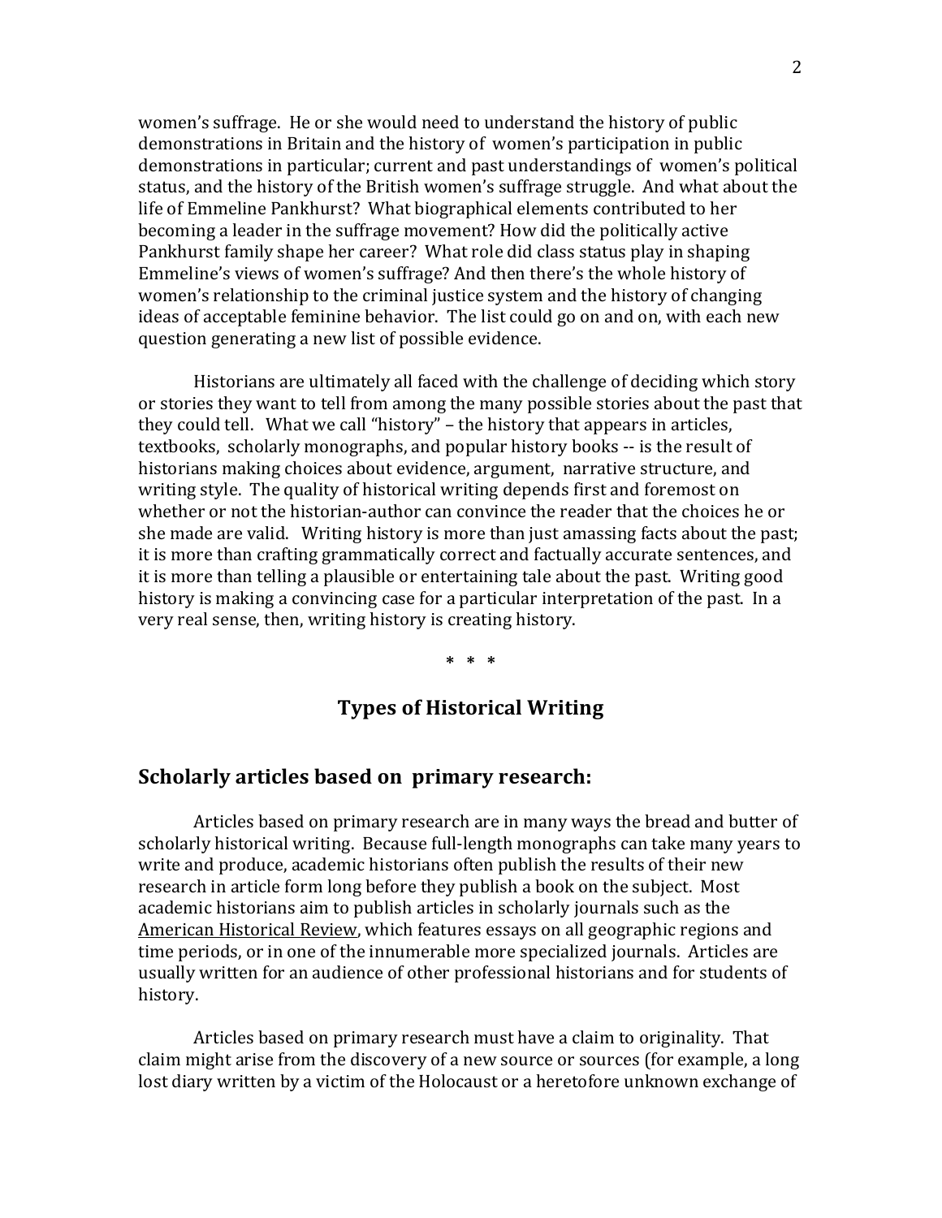women's suffrage. He or she would need to understand the history of public demonstrations in Britain and the history of women's participation in public demonstrations in particular; current and past understandings of women's political status, and the history of the British women's suffrage struggle. And what about the life of Emmeline Pankhurst? What biographical elements contributed to her becoming a leader in the suffrage movement? How did the politically active Pankhurst family shape her career? What role did class status play in shaping Emmeline's views of women's suffrage? And then there's the whole history of women's relationship to the criminal justice system and the history of changing ideas of acceptable feminine behavior. The list could go on and on, with each new question generating a new list of possible evidence.

Historians are ultimately all faced with the challenge of deciding which story or stories they want to tell from among the many possible stories about the past that they could tell. What we call "history" – the history that appears in articles, textbooks, scholarly monographs, and popular history books -- is the result of historians making choices about evidence, argument, narrative structure, and writing style. The quality of historical writing depends first and foremost on whether or not the historian-author can convince the reader that the choices he or she made are valid. Writing history is more than just amassing facts about the past; it is more than crafting grammatically correct and factually accurate sentences, and it is more than telling a plausible or entertaining tale about the past. Writing good history is making a convincing case for a particular interpretation of the past. In a very real sense, then, writing history is creating history.

\* \* \*

## Types of Historical Writing

### Scholarly articles based on primary research:

Articles based on primary research are in many ways the bread and butter of scholarly historical writing. Because full-length monographs can take many years to write and produce, academic historians often publish the results of their new research in article form long before they publish a book on the subject. Most academic historians aim to publish articles in scholarly journals such as the <u>American Historical Review</u>, which features essays on all geographic regions and time periods, or in one of the innumerable more specialized journals. Articles are usually written for an audience of other professional historians and for students of history.

Articles based on primary research must have a claim to originality. That claim might arise from the discovery of a new source or sources (for example, a long lost diary written by a victim of the Holocaust or a heretofore unknown exchange of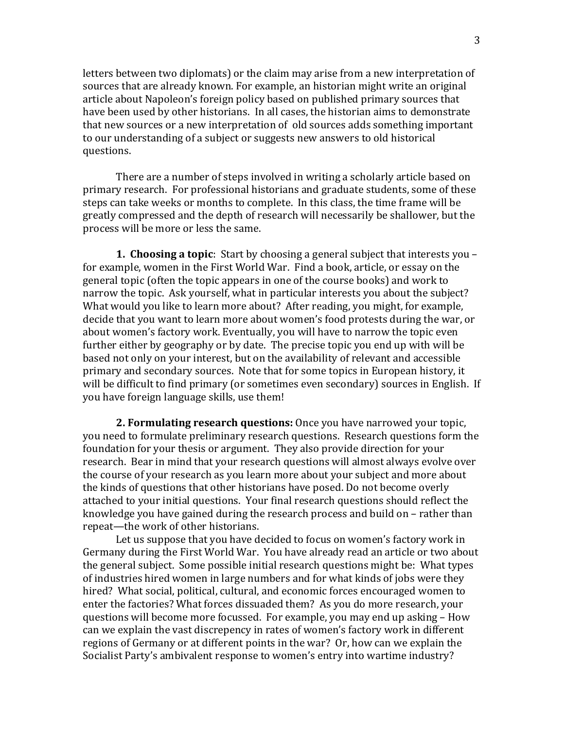letters between two diplomats) or the claim may arise from a new interpretation of sources that are already known. For example, an historian might write an original article about Napoleon's foreign policy based on published primary sources that have been used by other historians. In all cases, the historian aims to demonstrate that new sources or a new interpretation of old sources adds something important to our understanding of a subject or suggests new answers to old historical questions.

There are a number of steps involved in writing a scholarly article based on primary research. For professional historians and graduate students, some of these steps can take weeks or months to complete. In this class, the time frame will be greatly compressed and the depth of research will necessarily be shallower, but the process will be more or less the same.

**1. Choosing a topic**: Start by choosing a general subject that interests you – for example, women in the First World War. Find a book, article, or essay on the general topic (often the topic appears in one of the course books) and work to narrow the topic. Ask yourself, what in particular interests you about the subject? What would you like to learn more about? After reading, you might, for example, decide that you want to learn more about women's food protests during the war, or about women's factory work. Eventually, you will have to narrow the topic even further either by geography or by date. The precise topic you end up with will be based not only on your interest, but on the availability of relevant and accessible primary and secondary sources. Note that for some topics in European history, it will be difficult to find primary (or sometimes even secondary) sources in English. If you have foreign language skills, use them!

**2. Formulating research questions:** Once you have narrowed your topic, you need to formulate preliminary research questions. Research questions form the foundation for your thesis or argument. They also provide direction for your research. Bear in mind that your research questions will almost always evolve over the course of your research as you learn more about your subject and more about the kinds of questions that other historians have posed. Do not become overly attached to your initial questions. Your final research questions should reflect the knowledge you have gained during the research process and build on – rather than repeat—the work of other historians.

Let us suppose that you have decided to focus on women's factory work in Germany during the First World War. You have already read an article or two about the general subject. Some possible initial research questions might be: What types of industries hired women in large numbers and for what kinds of jobs were they hired? What social, political, cultural, and economic forces encouraged women to enter the factories? What forces dissuaded them? As you do more research, your questions will become more focussed. For example, you may end up asking – How can we explain the vast discrepency in rates of women's factory work in different regions of Germany or at different points in the war? Or, how can we explain the Socialist Party's ambivalent response to women's entry into wartime industry?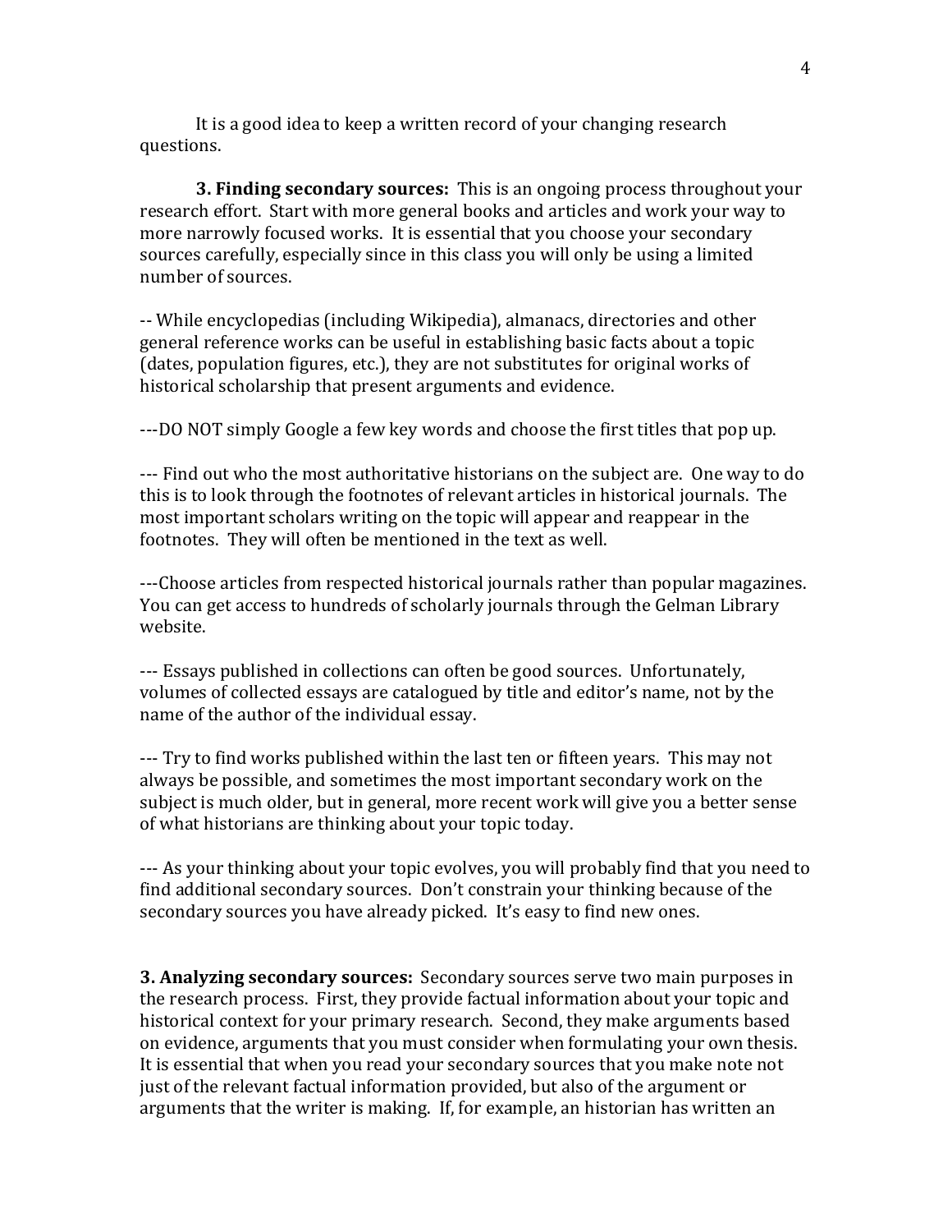It is a good idea to keep a written record of your changing research questions.

**3. Finding secondary sources:** This is an ongoing process throughout your research effort. Start with more general books and articles and work your way to more narrowly focused works. It is essential that you choose your secondary sources carefully, especially since in this class you will only be using a limited number of sources.

-- While encyclopedias (including Wikipedia), almanacs, directories and other general reference works can be useful in establishing basic facts about a topic (dates, population figures, etc.), they are not substitutes for original works of historical scholarship that present arguments and evidence.

---DO NOT simply Google a few key words and choose the first titles that pop up.

--- Find out who the most authoritative historians on the subject are. One way to do this is to look through the footnotes of relevant articles in historical journals. The most important scholars writing on the topic will appear and reappear in the footnotes. They will often be mentioned in the text as well.

---Choose articles from respected historical journals rather than popular magazines. You can get access to hundreds of scholarly journals through the Gelman Library website.

--- Essays published in collections can often be good sources. Unfortunately, volumes of collected essays are catalogued by title and editor's name, not by the name of the author of the individual essay.

--- Try to find works published within the last ten or fifteen years. This may not always be possible, and sometimes the most important secondary work on the subject is much older, but in general, more recent work will give you a better sense of what historians are thinking about your topic today.

--- As your thinking about your topic evolves, you will probably find that you need to find additional secondary sources. Don't constrain your thinking because of the secondary sources you have already picked. It's easy to find new ones.

**3. Analyzing secondary sources:** Secondary sources serve two main purposes in the research process. First, they provide factual information about your topic and historical context for your primary research. Second, they make arguments based on evidence, arguments that you must consider when formulating your own thesis. It is essential that when you read your secondary sources that you make note not just of the relevant factual information provided, but also of the argument or arguments that the writer is making. If, for example, an historian has written an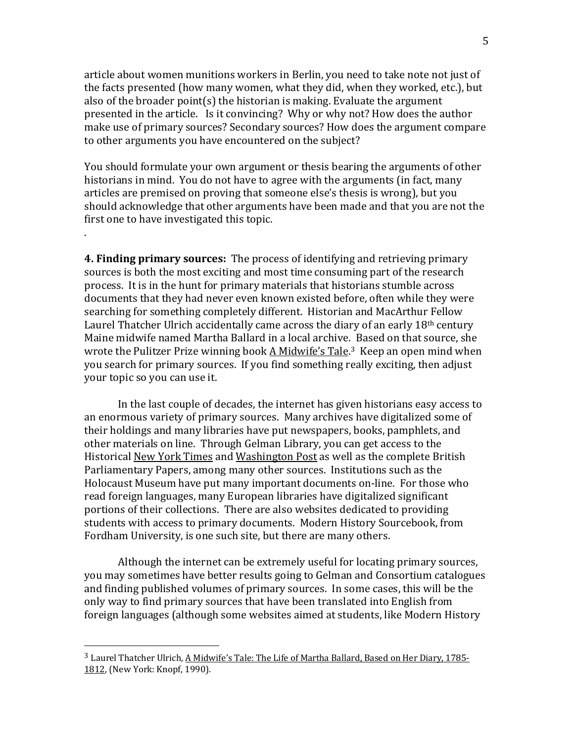article about women munitions workers in Berlin, you need to take note not just of the facts presented (how many women, what they did, when they worked, etc.), but also of the broader point(s) the historian is making. Evaluate the argument presented in the article. Is it convincing? Why or why not? How does the author make use of primary sources? Secondary sources? How does the argument compare to other arguments you have encountered on the subject?

You should formulate your own argument or thesis bearing the arguments of other historians in mind. You do not have to agree with the arguments (in fact, many articles are premised on proving that someone else's thesis is wrong), but you should acknowledge that other arguments have been made and that you are not the first one to have investigated this topic.

.

**4. Finding primary sources:** The process of identifying and retrieving primary sources is both the most exciting and most time consuming part of the research process. It is in the hunt for primary materials that historians stumble across documents that they had never even known existed before, often while they were searching for something completely different. Historian and MacArthur Fellow Laurel Thatcher Ulrich accidentally came across the diary of an early 18th century Maine midwife named Martha Ballard in a local archive. Based on that source, she wrote the Pulitzer Prize winning book A Midwife's Tale.[3] Keep an open mind when you search for primary sources. If you find something really exciting, then adjust your topic so you can use it.

In the last couple of decades, the internet has given historians easy access to an enormous variety of primary sources. Many archives have digitalized some of their holdings and many libraries have put newspapers, books, pamphlets, and other materials on line. Through Gelman Library, you can get access to the Historical New York Times and Washington Post as well as the complete British Parliamentary Papers, among many other sources. Institutions such as the Holocaust Museum have put many important documents on-line. For those who read foreign languages, many European libraries have digitalized significant portions of their collections. There are also websites dedicated to providing students with access to primary documents. Modern History Sourcebook, from Fordham University, is one such site, but there are many others.

Although the internet can be extremely useful for locating primary sources, you may sometimes have better results going to Gelman and Consortium catalogues and finding published volumes of primary sources. In some cases, this will be the only way to find primary sources that have been translated into English from foreign languages (although some websites aimed at students, like Modern History

---

[3] Laurel Thatcher Ulrich, A Midwife's Tale: The Life of Martha Ballard, Based on Her Diary, 1785-1812, (New York: Knopf, 1990).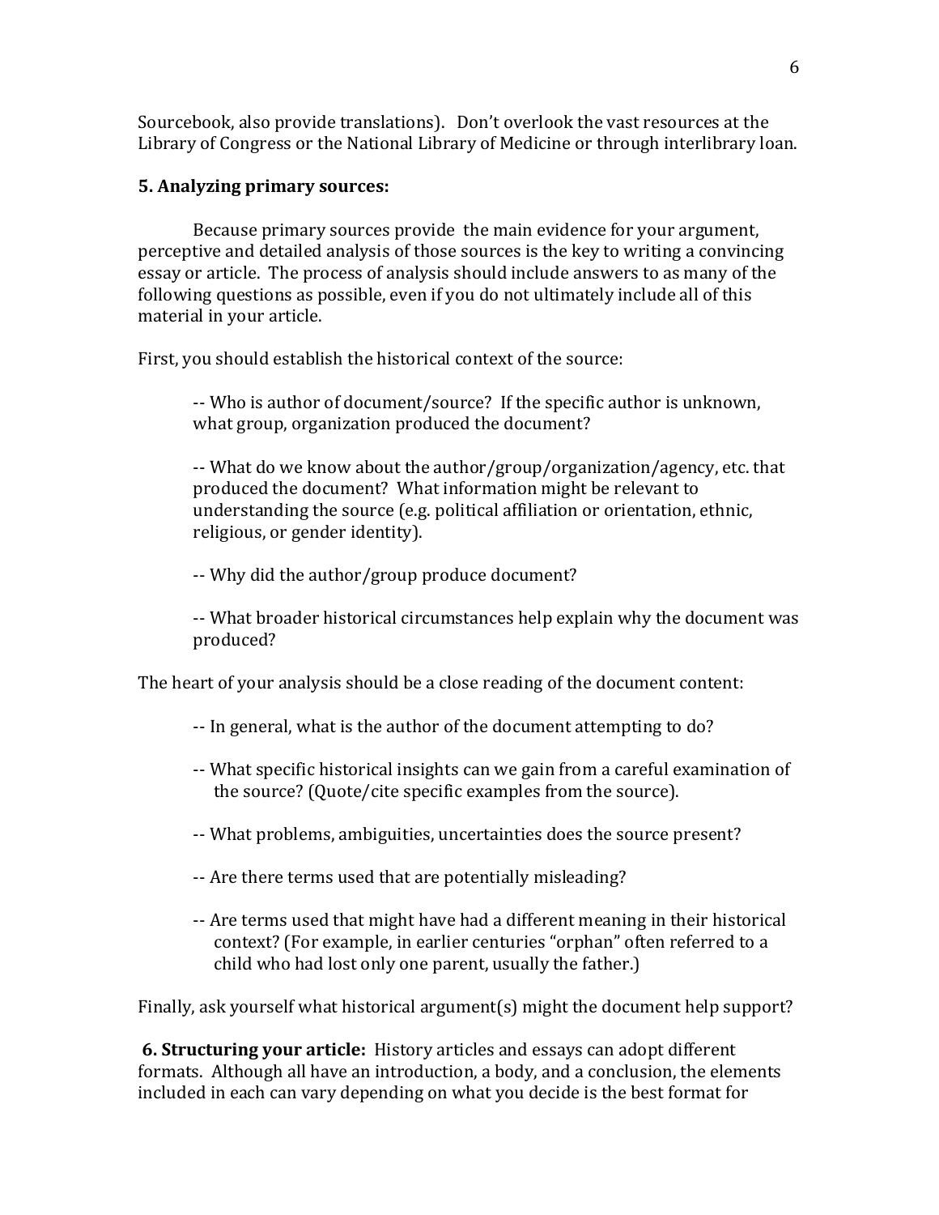Sourcebook, also provide translations). Don't overlook the vast resources at the Library of Congress or the National Library of Medicine or through interlibrary loan.

**5. Analyzing primary sources:**

Because primary sources provide the main evidence for your argument, perceptive and detailed analysis of those sources is the key to writing a convincing essay or article. The process of analysis should include answers to as many of the following questions as possible, even if you do not ultimately include all of this material in your article.

First, you should establish the historical context of the source:

> -- Who is author of document/source? If the specific author is unknown, what group, organization produced the document?
>
> -- What do we know about the author/group/organization/agency, etc. that produced the document? What information might be relevant to understanding the source (e.g. political affiliation or orientation, ethnic, religious, or gender identity).
>
> -- Why did the author/group produce document?
>
> -- What broader historical circumstances help explain why the document was produced?

The heart of your analysis should be a close reading of the document content:

> -- In general, what is the author of the document attempting to do?
>
> -- What specific historical insights can we gain from a careful examination of the source? (Quote/cite specific examples from the source).
>
> -- What problems, ambiguities, uncertainties does the source present?
>
> -- Are there terms used that are potentially misleading?
>
> -- Are terms used that might have had a different meaning in their historical context? (For example, in earlier centuries "orphan" often referred to a child who had lost only one parent, usually the father.)

Finally, ask yourself what historical argument(s) might the document help support?

**6. Structuring your article:** History articles and essays can adopt different formats. Although all have an introduction, a body, and a conclusion, the elements included in each can vary depending on what you decide is the best format for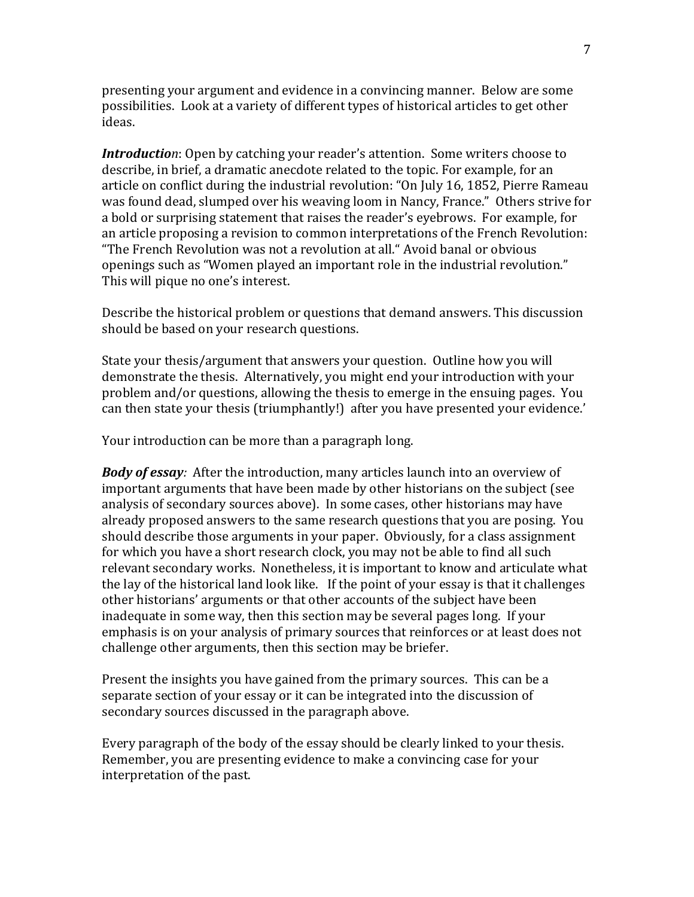presenting your argument and evidence in a convincing manner. Below are some possibilities. Look at a variety of different types of historical articles to get other ideas.

***Introductio****n*: Open by catching your reader's attention. Some writers choose to describe, in brief, a dramatic anecdote related to the topic. For example, for an article on conflict during the industrial revolution: "On July 16, 1852, Pierre Rameau was found dead, slumped over his weaving loom in Nancy, France." Others strive for a bold or surprising statement that raises the reader's eyebrows. For example, for an article proposing a revision to common interpretations of the French Revolution: "The French Revolution was not a revolution at all." Avoid banal or obvious openings such as "Women played an important role in the industrial revolution." This will pique no one's interest.

Describe the historical problem or questions that demand answers. This discussion should be based on your research questions.

State your thesis/argument that answers your question. Outline how you will demonstrate the thesis. Alternatively, you might end your introduction with your problem and/or questions, allowing the thesis to emerge in the ensuing pages. You can then state your thesis (triumphantly!) after you have presented your evidence.'

Your introduction can be more than a paragraph long.

***Body of essay****:* After the introduction, many articles launch into an overview of important arguments that have been made by other historians on the subject (see analysis of secondary sources above). In some cases, other historians may have already proposed answers to the same research questions that you are posing. You should describe those arguments in your paper. Obviously, for a class assignment for which you have a short research clock, you may not be able to find all such relevant secondary works. Nonetheless, it is important to know and articulate what the lay of the historical land look like. If the point of your essay is that it challenges other historians' arguments or that other accounts of the subject have been inadequate in some way, then this section may be several pages long. If your emphasis is on your analysis of primary sources that reinforces or at least does not challenge other arguments, then this section may be briefer.

Present the insights you have gained from the primary sources. This can be a separate section of your essay or it can be integrated into the discussion of secondary sources discussed in the paragraph above.

Every paragraph of the body of the essay should be clearly linked to your thesis. Remember, you are presenting evidence to make a convincing case for your interpretation of the past.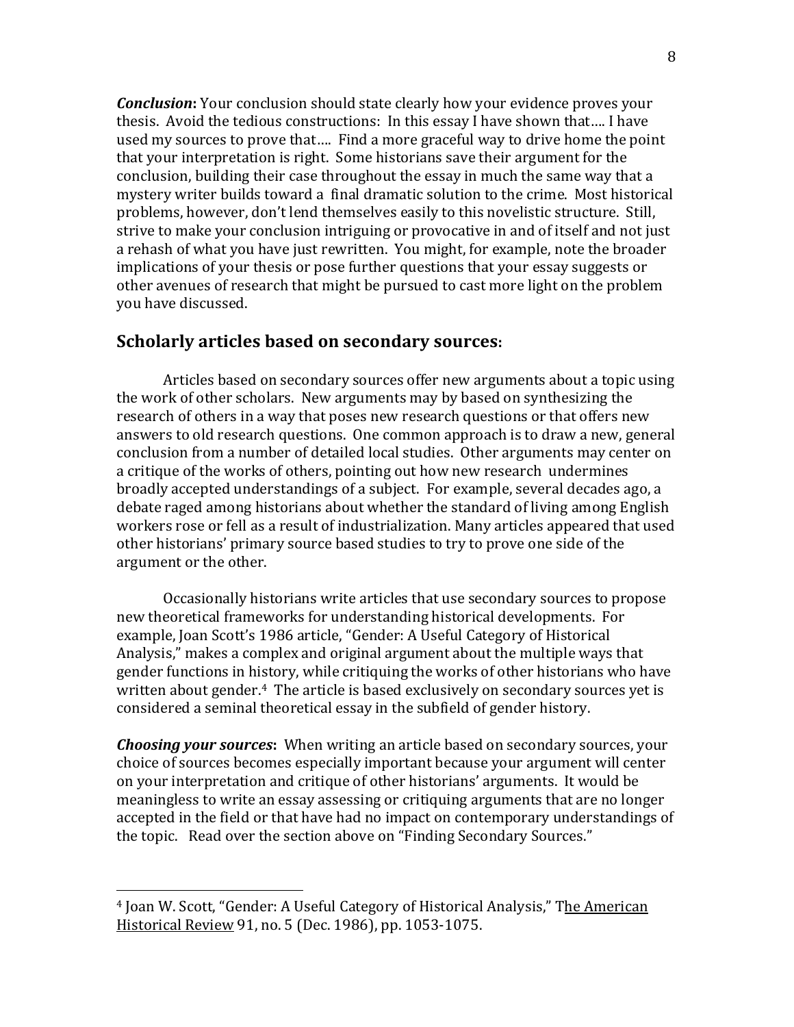***Conclusion*:** Your conclusion should state clearly how your evidence proves your thesis. Avoid the tedious constructions: In this essay I have shown that…. I have used my sources to prove that…. Find a more graceful way to drive home the point that your interpretation is right. Some historians save their argument for the conclusion, building their case throughout the essay in much the same way that a mystery writer builds toward a final dramatic solution to the crime. Most historical problems, however, don't lend themselves easily to this novelistic structure. Still, strive to make your conclusion intriguing or provocative in and of itself and not just a rehash of what you have just rewritten. You might, for example, note the broader implications of your thesis or pose further questions that your essay suggests or other avenues of research that might be pursued to cast more light on the problem you have discussed.

## Scholarly articles based on secondary sources:

Articles based on secondary sources offer new arguments about a topic using the work of other scholars. New arguments may by based on synthesizing the research of others in a way that poses new research questions or that offers new answers to old research questions. One common approach is to draw a new, general conclusion from a number of detailed local studies. Other arguments may center on a critique of the works of others, pointing out how new research undermines broadly accepted understandings of a subject. For example, several decades ago, a debate raged among historians about whether the standard of living among English workers rose or fell as a result of industrialization. Many articles appeared that used other historians' primary source based studies to try to prove one side of the argument or the other.

Occasionally historians write articles that use secondary sources to propose new theoretical frameworks for understanding historical developments. For example, Joan Scott's 1986 article, "Gender: A Useful Category of Historical Analysis," makes a complex and original argument about the multiple ways that gender functions in history, while critiquing the works of other historians who have written about gender.[4] The article is based exclusively on secondary sources yet is considered a seminal theoretical essay in the subfield of gender history.

***Choosing your sources*:** When writing an article based on secondary sources, your choice of sources becomes especially important because your argument will center on your interpretation and critique of other historians' arguments. It would be meaningless to write an essay assessing or critiquing arguments that are no longer accepted in the field or that have had no impact on contemporary understandings of the topic. Read over the section above on "Finding Secondary Sources."

---

[4] Joan W. Scott, "Gender: A Useful Category of Historical Analysis," The American Historical Review 91, no. 5 (Dec. 1986), pp. 1053-1075.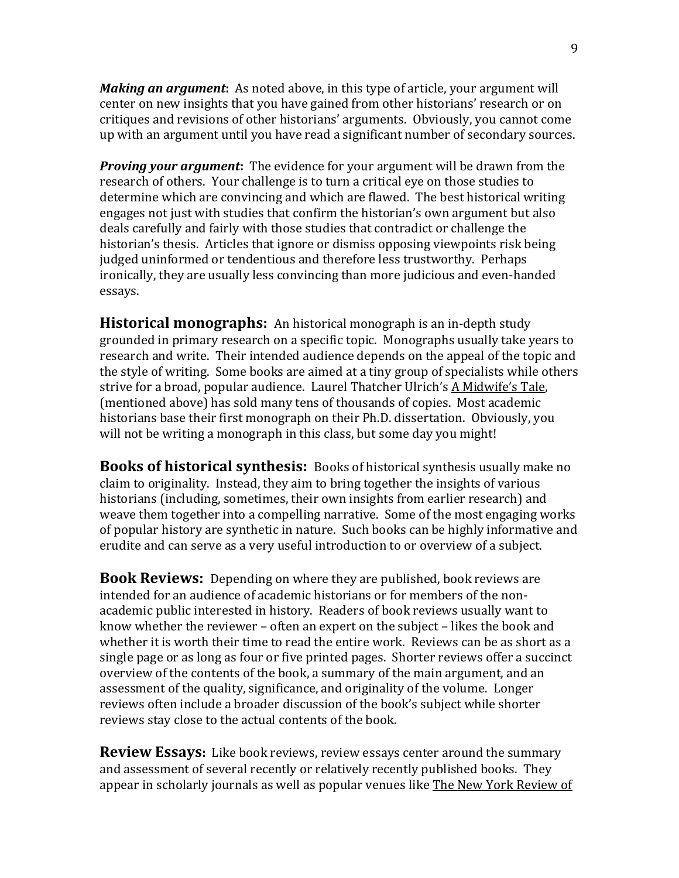***Making an argument*:** As noted above, in this type of article, your argument will center on new insights that you have gained from other historians' research or on critiques and revisions of other historians' arguments. Obviously, you cannot come up with an argument until you have read a significant number of secondary sources.

***Proving your argument*:** The evidence for your argument will be drawn from the research of others. Your challenge is to turn a critical eye on those studies to determine which are convincing and which are flawed. The best historical writing engages not just with studies that confirm the historian's own argument but also deals carefully and fairly with those studies that contradict or challenge the historian's thesis. Articles that ignore or dismiss opposing viewpoints risk being judged uninformed or tendentious and therefore less trustworthy. Perhaps ironically, they are usually less convincing than more judicious and even-handed essays.

**Historical monographs:** An historical monograph is an in-depth study grounded in primary research on a specific topic. Monographs usually take years to research and write. Their intended audience depends on the appeal of the topic and the style of writing. Some books are aimed at a tiny group of specialists while others strive for a broad, popular audience. Laurel Thatcher Ulrich's <u>A Midwife's Tale</u>, (mentioned above) has sold many tens of thousands of copies. Most academic historians base their first monograph on their Ph.D. dissertation. Obviously, you will not be writing a monograph in this class, but some day you might!

**Books of historical synthesis:** Books of historical synthesis usually make no claim to originality. Instead, they aim to bring together the insights of various historians (including, sometimes, their own insights from earlier research) and weave them together into a compelling narrative. Some of the most engaging works of popular history are synthetic in nature. Such books can be highly informative and erudite and can serve as a very useful introduction to or overview of a subject.

**Book Reviews:** Depending on where they are published, book reviews are intended for an audience of academic historians or for members of the non-academic public interested in history. Readers of book reviews usually want to know whether the reviewer – often an expert on the subject – likes the book and whether it is worth their time to read the entire work. Reviews can be as short as a single page or as long as four or five printed pages. Shorter reviews offer a succinct overview of the contents of the book, a summary of the main argument, and an assessment of the quality, significance, and originality of the volume. Longer reviews often include a broader discussion of the book's subject while shorter reviews stay close to the actual contents of the book.

**Review Essays:** Like book reviews, review essays center around the summary and assessment of several recently or relatively recently published books. They appear in scholarly journals as well as popular venues like <u>The New York Review of</u>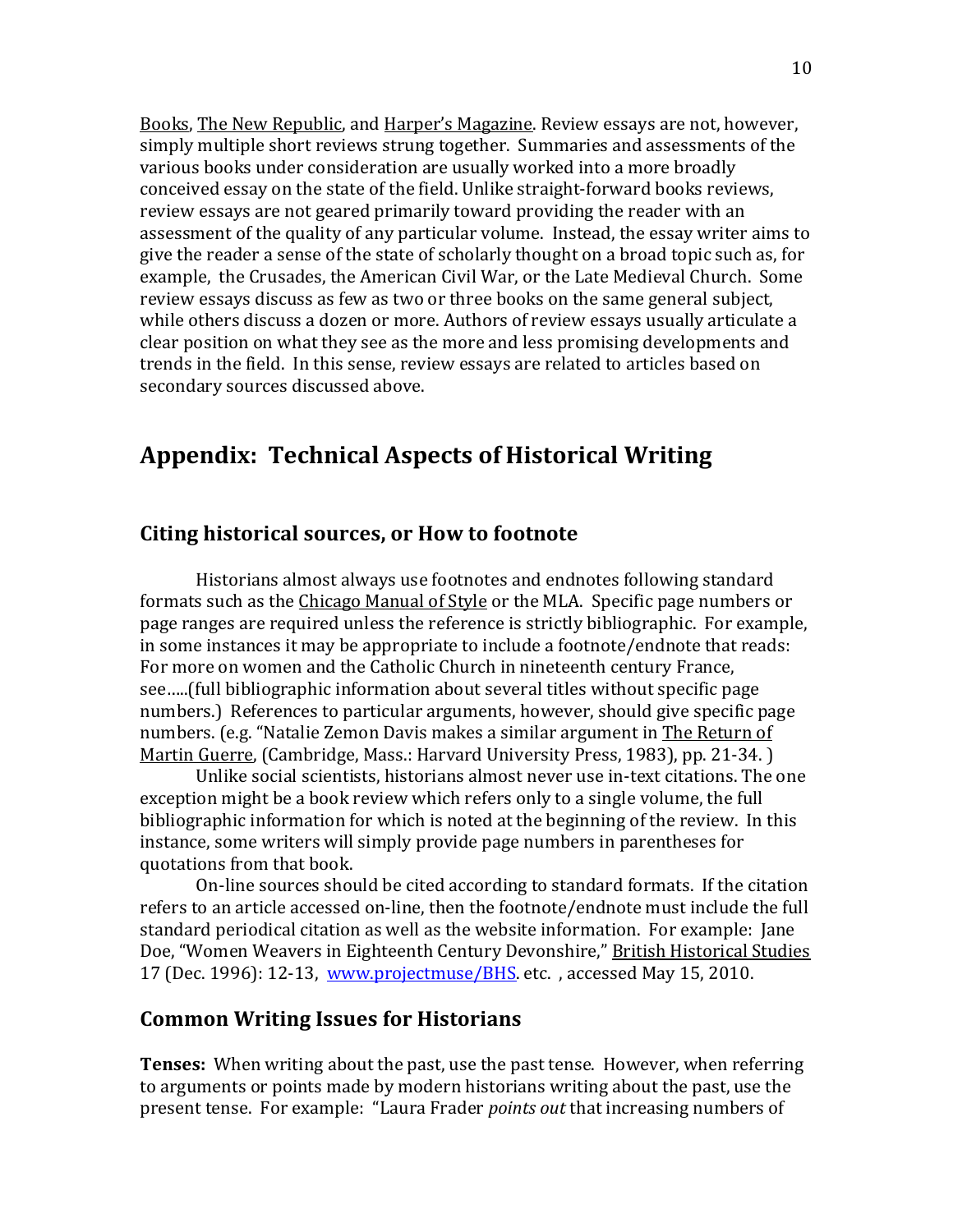Books, The New Republic, and Harper's Magazine. Review essays are not, however, simply multiple short reviews strung together. Summaries and assessments of the various books under consideration are usually worked into a more broadly conceived essay on the state of the field. Unlike straight-forward books reviews, review essays are not geared primarily toward providing the reader with an assessment of the quality of any particular volume. Instead, the essay writer aims to give the reader a sense of the state of scholarly thought on a broad topic such as, for example, the Crusades, the American Civil War, or the Late Medieval Church. Some review essays discuss as few as two or three books on the same general subject, while others discuss a dozen or more. Authors of review essays usually articulate a clear position on what they see as the more and less promising developments and trends in the field. In this sense, review essays are related to articles based on secondary sources discussed above.

# Appendix: Technical Aspects of Historical Writing

## Citing historical sources, or How to footnote

Historians almost always use footnotes and endnotes following standard formats such as the Chicago Manual of Style or the MLA. Specific page numbers or page ranges are required unless the reference is strictly bibliographic. For example, in some instances it may be appropriate to include a footnote/endnote that reads: For more on women and the Catholic Church in nineteenth century France, see…..(full bibliographic information about several titles without specific page numbers.) References to particular arguments, however, should give specific page numbers. (e.g. "Natalie Zemon Davis makes a similar argument in The Return of Martin Guerre, (Cambridge, Mass.: Harvard University Press, 1983), pp. 21-34. )

Unlike social scientists, historians almost never use in-text citations. The one exception might be a book review which refers only to a single volume, the full bibliographic information for which is noted at the beginning of the review. In this instance, some writers will simply provide page numbers in parentheses for quotations from that book.

On-line sources should be cited according to standard formats. If the citation refers to an article accessed on-line, then the footnote/endnote must include the full standard periodical citation as well as the website information. For example: Jane Doe, "Women Weavers in Eighteenth Century Devonshire," British Historical Studies 17 (Dec. 1996): 12-13, www.projectmuse/BHS. etc. , accessed May 15, 2010.

## Common Writing Issues for Historians

**Tenses:** When writing about the past, use the past tense. However, when referring to arguments or points made by modern historians writing about the past, use the present tense. For example: "Laura Frader *points out* that increasing numbers of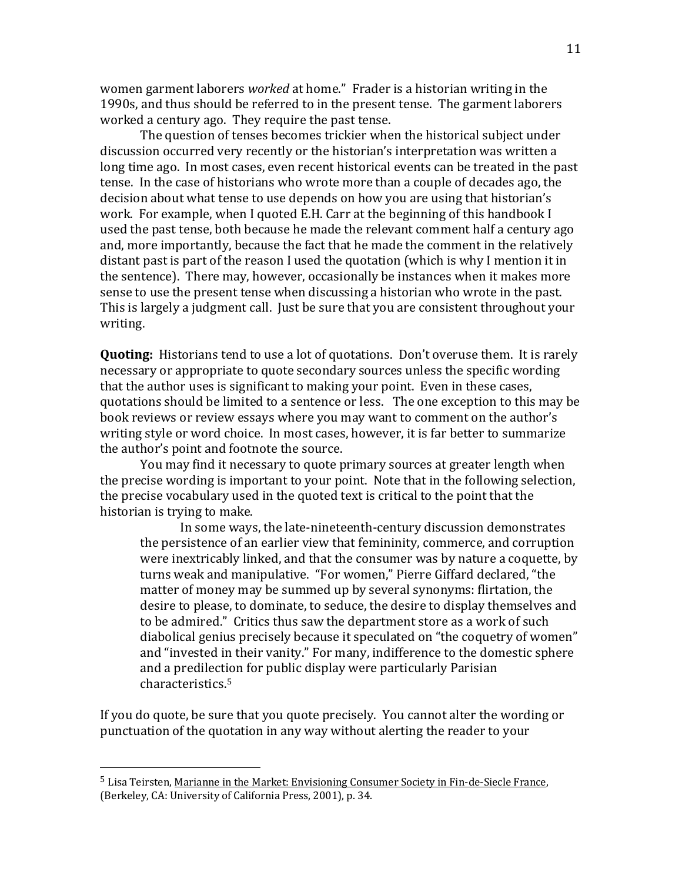women garment laborers *worked* at home." Frader is a historian writing in the 1990s, and thus should be referred to in the present tense. The garment laborers worked a century ago. They require the past tense.

The question of tenses becomes trickier when the historical subject under discussion occurred very recently or the historian's interpretation was written a long time ago. In most cases, even recent historical events can be treated in the past tense. In the case of historians who wrote more than a couple of decades ago, the decision about what tense to use depends on how you are using that historian's work. For example, when I quoted E.H. Carr at the beginning of this handbook I used the past tense, both because he made the relevant comment half a century ago and, more importantly, because the fact that he made the comment in the relatively distant past is part of the reason I used the quotation (which is why I mention it in the sentence). There may, however, occasionally be instances when it makes more sense to use the present tense when discussing a historian who wrote in the past. This is largely a judgment call. Just be sure that you are consistent throughout your writing.

**Quoting:** Historians tend to use a lot of quotations. Don't overuse them. It is rarely necessary or appropriate to quote secondary sources unless the specific wording that the author uses is significant to making your point. Even in these cases, quotations should be limited to a sentence or less. The one exception to this may be book reviews or review essays where you may want to comment on the author's writing style or word choice. In most cases, however, it is far better to summarize the author's point and footnote the source.

You may find it necessary to quote primary sources at greater length when the precise wording is important to your point. Note that in the following selection, the precise vocabulary used in the quoted text is critical to the point that the historian is trying to make.

> In some ways, the late-nineteenth-century discussion demonstrates the persistence of an earlier view that femininity, commerce, and corruption were inextricably linked, and that the consumer was by nature a coquette, by turns weak and manipulative. "For women," Pierre Giffard declared, "the matter of money may be summed up by several synonyms: flirtation, the desire to please, to dominate, to seduce, the desire to display themselves and to be admired." Critics thus saw the department store as a work of such diabolical genius precisely because it speculated on "the coquetry of women" and "invested in their vanity." For many, indifference to the domestic sphere and a predilection for public display were particularly Parisian characteristics.[5]

If you do quote, be sure that you quote precisely. You cannot alter the wording or punctuation of the quotation in any way without alerting the reader to your

---

[5] Lisa Teirsten, Marianne in the Market: Envisioning Consumer Society in Fin-de-Siecle France, (Berkeley, CA: University of California Press, 2001), p. 34.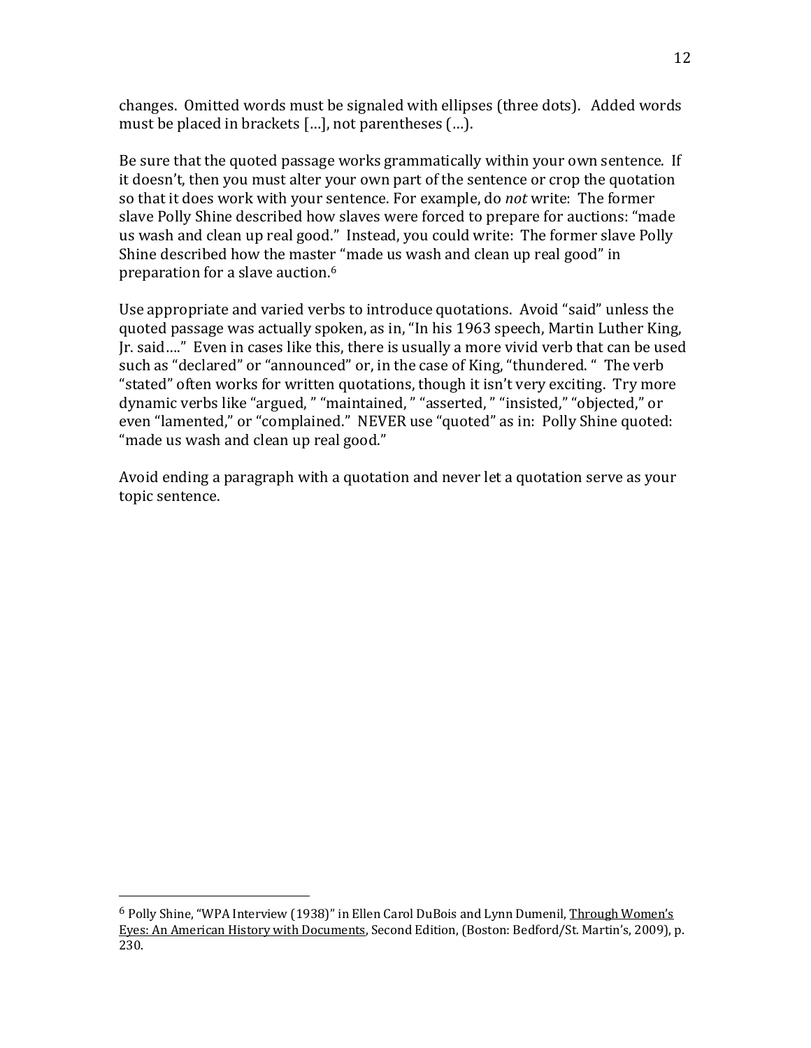changes. Omitted words must be signaled with ellipses (three dots). Added words must be placed in brackets [...], not parentheses (...).

Be sure that the quoted passage works grammatically within your own sentence. If it doesn't, then you must alter your own part of the sentence or crop the quotation so that it does work with your sentence. For example, do *not* write: The former slave Polly Shine described how slaves were forced to prepare for auctions: "made us wash and clean up real good." Instead, you could write: The former slave Polly Shine described how the master "made us wash and clean up real good" in preparation for a slave auction.[6]

Use appropriate and varied verbs to introduce quotations. Avoid "said" unless the quoted passage was actually spoken, as in, "In his 1963 speech, Martin Luther King, Jr. said...." Even in cases like this, there is usually a more vivid verb that can be used such as "declared" or "announced" or, in the case of King, "thundered. " The verb "stated" often works for written quotations, though it isn't very exciting. Try more dynamic verbs like "argued, " "maintained, " "asserted, " "insisted," "objected," or even "lamented," or "complained." NEVER use "quoted" as in: Polly Shine quoted: "made us wash and clean up real good."

Avoid ending a paragraph with a quotation and never let a quotation serve as your topic sentence.

---

[6] Polly Shine, "WPA Interview (1938)" in Ellen Carol DuBois and Lynn Dumenil, <u>Through Women's Eyes: An American History with Documents</u>, Second Edition, (Boston: Bedford/St. Martin's, 2009), p. 230.